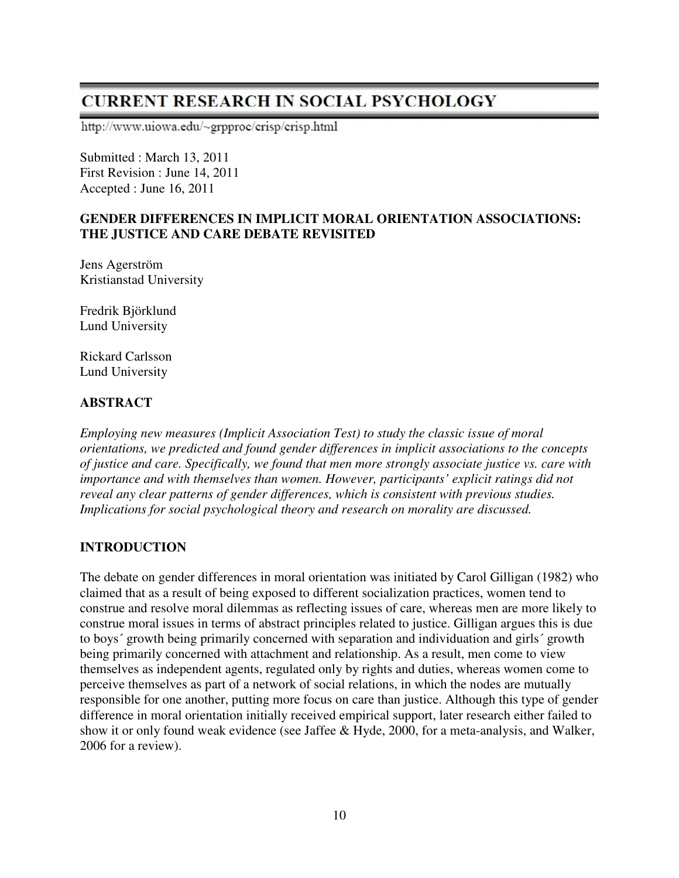# CURRENT RESEARCH IN SOCIAL PSYCHOLOGY

http://www.uiowa.edu/~grpproc/crisp/crisp.html

Submitted : March 13, 2011
First Revision : June 14, 2011
Accepted : June 16, 2011

## GENDER DIFFERENCES IN IMPLICIT MORAL ORIENTATION ASSOCIATIONS: THE JUSTICE AND CARE DEBATE REVISITED

Jens Agerström
Kristianstad University

Fredrik Björklund
Lund University

Rickard Carlsson
Lund University

## ABSTRACT

*Employing new measures (Implicit Association Test) to study the classic issue of moral orientations, we predicted and found gender differences in implicit associations to the concepts of justice and care. Specifically, we found that men more strongly associate justice vs. care with importance and with themselves than women. However, participants' explicit ratings did not reveal any clear patterns of gender differences, which is consistent with previous studies. Implications for social psychological theory and research on morality are discussed.*

## INTRODUCTION

The debate on gender differences in moral orientation was initiated by Carol Gilligan (1982) who claimed that as a result of being exposed to different socialization practices, women tend to construe and resolve moral dilemmas as reflecting issues of care, whereas men are more likely to construe moral issues in terms of abstract principles related to justice. Gilligan argues this is due to boys´ growth being primarily concerned with separation and individuation and girls´ growth being primarily concerned with attachment and relationship. As a result, men come to view themselves as independent agents, regulated only by rights and duties, whereas women come to perceive themselves as part of a network of social relations, in which the nodes are mutually responsible for one another, putting more focus on care than justice. Although this type of gender difference in moral orientation initially received empirical support, later research either failed to show it or only found weak evidence (see Jaffee & Hyde, 2000, for a meta-analysis, and Walker, 2006 for a review).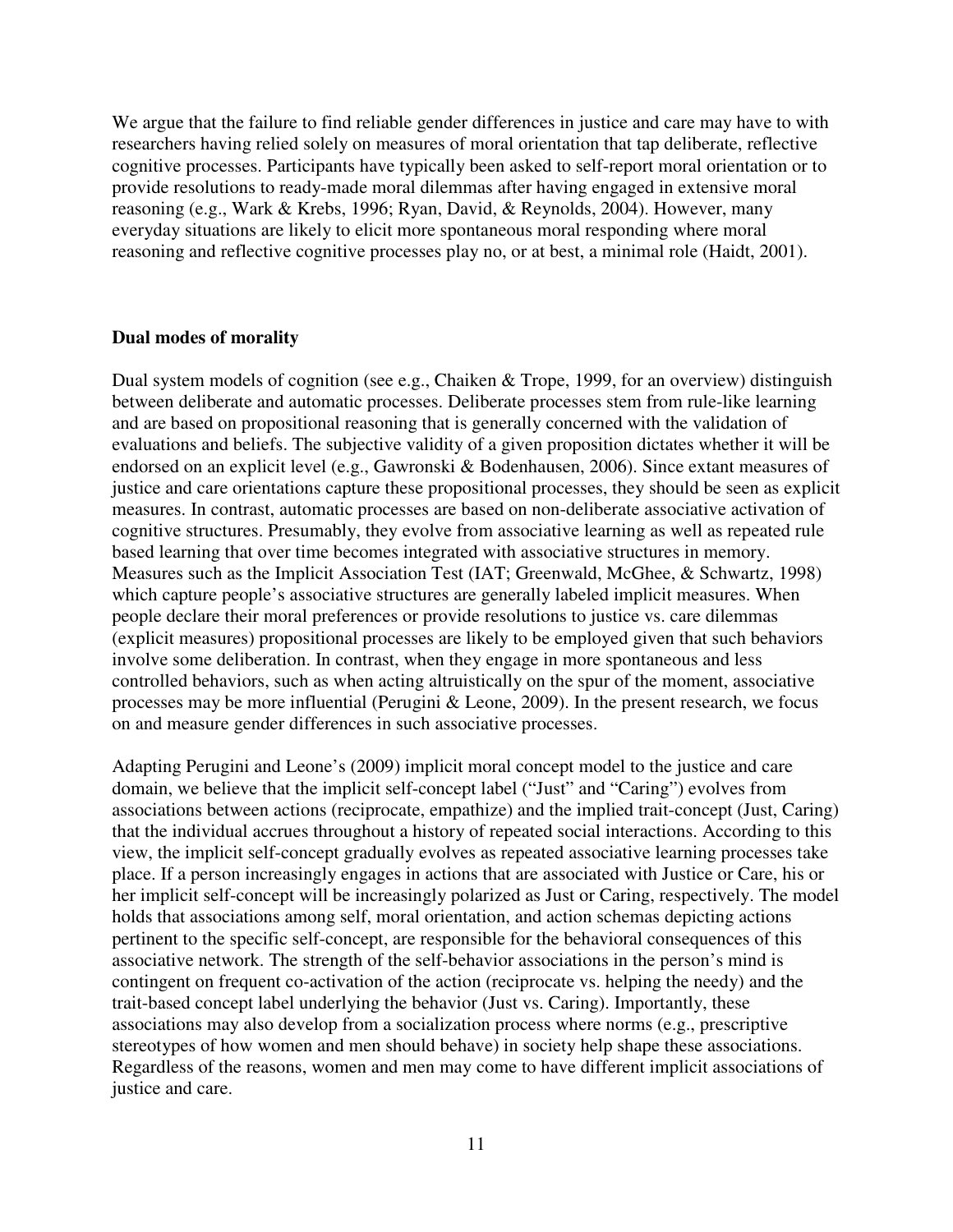We argue that the failure to find reliable gender differences in justice and care may have to with researchers having relied solely on measures of moral orientation that tap deliberate, reflective cognitive processes. Participants have typically been asked to self-report moral orientation or to provide resolutions to ready-made moral dilemmas after having engaged in extensive moral reasoning (e.g., Wark & Krebs, 1996; Ryan, David, & Reynolds, 2004). However, many everyday situations are likely to elicit more spontaneous moral responding where moral reasoning and reflective cognitive processes play no, or at best, a minimal role (Haidt, 2001).

## Dual modes of morality

Dual system models of cognition (see e.g., Chaiken & Trope, 1999, for an overview) distinguish between deliberate and automatic processes. Deliberate processes stem from rule-like learning and are based on propositional reasoning that is generally concerned with the validation of evaluations and beliefs. The subjective validity of a given proposition dictates whether it will be endorsed on an explicit level (e.g., Gawronski & Bodenhausen, 2006). Since extant measures of justice and care orientations capture these propositional processes, they should be seen as explicit measures. In contrast, automatic processes are based on non-deliberate associative activation of cognitive structures. Presumably, they evolve from associative learning as well as repeated rule based learning that over time becomes integrated with associative structures in memory. Measures such as the Implicit Association Test (IAT; Greenwald, McGhee, & Schwartz, 1998) which capture people's associative structures are generally labeled implicit measures. When people declare their moral preferences or provide resolutions to justice vs. care dilemmas (explicit measures) propositional processes are likely to be employed given that such behaviors involve some deliberation. In contrast, when they engage in more spontaneous and less controlled behaviors, such as when acting altruistically on the spur of the moment, associative processes may be more influential (Perugini & Leone, 2009). In the present research, we focus on and measure gender differences in such associative processes.

Adapting Perugini and Leone's (2009) implicit moral concept model to the justice and care domain, we believe that the implicit self-concept label ("Just" and "Caring") evolves from associations between actions (reciprocate, empathize) and the implied trait-concept (Just, Caring) that the individual accrues throughout a history of repeated social interactions. According to this view, the implicit self-concept gradually evolves as repeated associative learning processes take place. If a person increasingly engages in actions that are associated with Justice or Care, his or her implicit self-concept will be increasingly polarized as Just or Caring, respectively. The model holds that associations among self, moral orientation, and action schemas depicting actions pertinent to the specific self-concept, are responsible for the behavioral consequences of this associative network. The strength of the self-behavior associations in the person's mind is contingent on frequent co-activation of the action (reciprocate vs. helping the needy) and the trait-based concept label underlying the behavior (Just vs. Caring). Importantly, these associations may also develop from a socialization process where norms (e.g., prescriptive stereotypes of how women and men should behave) in society help shape these associations. Regardless of the reasons, women and men may come to have different implicit associations of justice and care.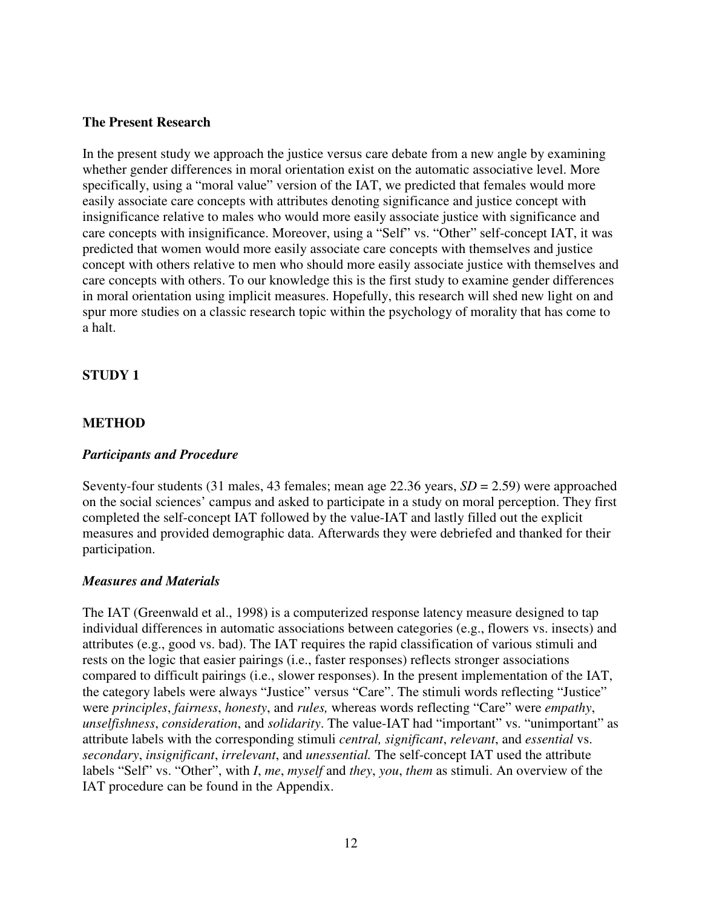## The Present Research

In the present study we approach the justice versus care debate from a new angle by examining whether gender differences in moral orientation exist on the automatic associative level. More specifically, using a "moral value" version of the IAT, we predicted that females would more easily associate care concepts with attributes denoting significance and justice concept with insignificance relative to males who would more easily associate justice with significance and care concepts with insignificance. Moreover, using a "Self" vs. "Other" self-concept IAT, it was predicted that women would more easily associate care concepts with themselves and justice concept with others relative to men who should more easily associate justice with themselves and care concepts with others. To our knowledge this is the first study to examine gender differences in moral orientation using implicit measures. Hopefully, this research will shed new light on and spur more studies on a classic research topic within the psychology of morality that has come to a halt.

## STUDY 1

## METHOD

### *Participants and Procedure*

Seventy-four students (31 males, 43 females; mean age 22.36 years, $SD = 2.59$) were approached on the social sciences' campus and asked to participate in a study on moral perception. They first completed the self-concept IAT followed by the value-IAT and lastly filled out the explicit measures and provided demographic data. Afterwards they were debriefed and thanked for their participation.

### *Measures and Materials*

The IAT (Greenwald et al., 1998) is a computerized response latency measure designed to tap individual differences in automatic associations between categories (e.g., flowers vs. insects) and attributes (e.g., good vs. bad). The IAT requires the rapid classification of various stimuli and rests on the logic that easier pairings (i.e., faster responses) reflects stronger associations compared to difficult pairings (i.e., slower responses). In the present implementation of the IAT, the category labels were always "Justice" versus "Care". The stimuli words reflecting "Justice" were *principles*, *fairness*, *honesty*, and *rules,* whereas words reflecting "Care" were *empathy*, *unselfishness*, *consideration*, and *solidarity*. The value-IAT had "important" vs. "unimportant" as attribute labels with the corresponding stimuli *central, significant*, *relevant*, and *essential* vs. *secondary*, *insignificant*, *irrelevant*, and *unessential.* The self-concept IAT used the attribute labels "Self" vs. "Other", with *I*, *me*, *myself* and *they*, *you*, *them* as stimuli. An overview of the IAT procedure can be found in the Appendix.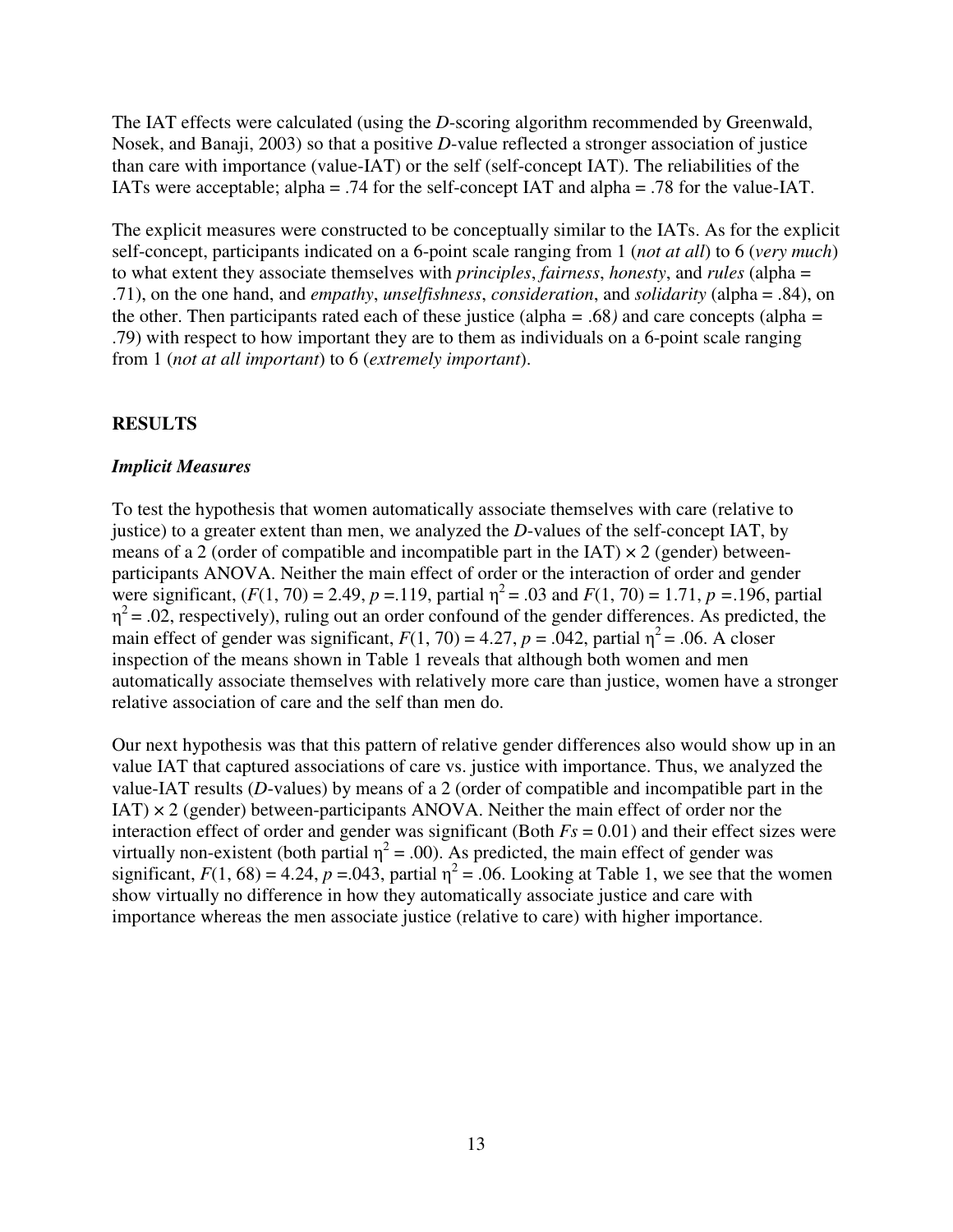The IAT effects were calculated (using the *D*-scoring algorithm recommended by Greenwald, Nosek, and Banaji, 2003) so that a positive *D*-value reflected a stronger association of justice than care with importance (value-IAT) or the self (self-concept IAT). The reliabilities of the IATs were acceptable; alpha = .74 for the self-concept IAT and alpha = .78 for the value-IAT.

The explicit measures were constructed to be conceptually similar to the IATs. As for the explicit self-concept, participants indicated on a 6-point scale ranging from 1 (*not at all*) to 6 (*very much*) to what extent they associate themselves with *principles*, *fairness*, *honesty*, and *rules* (alpha = .71), on the one hand, and *empathy*, *unselfishness*, *consideration*, and *solidarity* (alpha = .84), on the other. Then participants rated each of these justice (alpha = .68) and care concepts (alpha = .79) with respect to how important they are to them as individuals on a 6-point scale ranging from 1 (*not at all important*) to 6 (*extremely important*).

## RESULTS

### *Implicit Measures*

To test the hypothesis that women automatically associate themselves with care (relative to justice) to a greater extent than men, we analyzed the *D*-values of the self-concept IAT, by means of a 2 (order of compatible and incompatible part in the IAT) × 2 (gender) between-participants ANOVA. Neither the main effect of order or the interaction of order and gender were significant, ($F(1, 70) = 2.49$, $p = .119$, partial $\eta^2 = .03$ and $F(1, 70) = 1.71$, $p = .196$, partial $\eta^2 = .02$, respectively), ruling out an order confound of the gender differences. As predicted, the main effect of gender was significant, $F(1, 70) = 4.27$, $p = .042$, partial $\eta^2 = .06$. A closer inspection of the means shown in Table 1 reveals that although both women and men automatically associate themselves with relatively more care than justice, women have a stronger relative association of care and the self than men do.

Our next hypothesis was that this pattern of relative gender differences also would show up in an value IAT that captured associations of care vs. justice with importance. Thus, we analyzed the value-IAT results (*D*-values) by means of a 2 (order of compatible and incompatible part in the IAT) × 2 (gender) between-participants ANOVA. Neither the main effect of order nor the interaction effect of order and gender was significant (Both $Fs = 0.01$) and their effect sizes were virtually non-existent (both partial $\eta^2 = .00$). As predicted, the main effect of gender was significant, $F(1, 68) = 4.24$, $p = .043$, partial $\eta^2 = .06$. Looking at Table 1, we see that the women show virtually no difference in how they automatically associate justice and care with importance whereas the men associate justice (relative to care) with higher importance.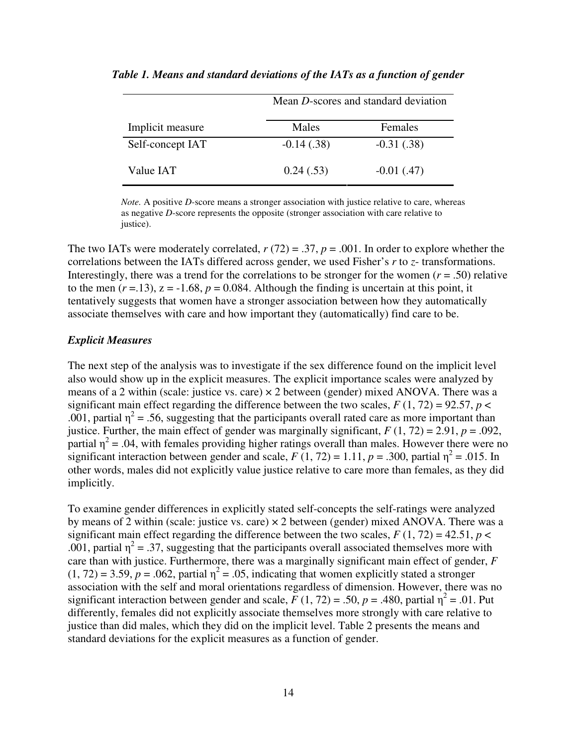***Table 1. Means and standard deviations of the IATs as a function of gender***

| | Mean *D*-scores and standard deviation | |
|---|---|---|
| Implicit measure | Males | Females |
| Self-concept IAT | -0.14 (.38) | -0.31 (.38) |
| Value IAT | 0.24 (.53) | -0.01 (.47) |

*Note*. A positive *D*-score means a stronger association with justice relative to care, whereas as negative *D*-score represents the opposite (stronger association with care relative to justice).

The two IATs were moderately correlated, $r(72) = .37$, $p = .001$. In order to explore whether the correlations between the IATs differed across gender, we used Fisher's $r$ to $z$- transformations. Interestingly, there was a trend for the correlations to be stronger for the women ($r = .50$) relative to the men ($r = .13$), $z = -1.68$, $p = 0.084$. Although the finding is uncertain at this point, it tentatively suggests that women have a stronger association between how they automatically associate themselves with care and how important they (automatically) find care to be.

### *Explicit Measures*

The next step of the analysis was to investigate if the sex difference found on the implicit level also would show up in the explicit measures. The explicit importance scales were analyzed by means of a 2 within (scale: justice vs. care) × 2 between (gender) mixed ANOVA. There was a significant main effect regarding the difference between the two scales, $F(1, 72) = 92.57$, $p < .001$, partial $\eta^2 = .56$, suggesting that the participants overall rated care as more important than justice. Further, the main effect of gender was marginally significant, $F(1, 72) = 2.91$, $p = .092$, partial $\eta^2 = .04$, with females providing higher ratings overall than males. However there were no significant interaction between gender and scale, $F(1, 72) = 1.11$, $p = .300$, partial $\eta^2 = .015$. In other words, males did not explicitly value justice relative to care more than females, as they did implicitly.

To examine gender differences in explicitly stated self-concepts the self-ratings were analyzed by means of 2 within (scale: justice vs. care) × 2 between (gender) mixed ANOVA. There was a significant main effect regarding the difference between the two scales, $F(1, 72) = 42.51$, $p < .001$, partial $\eta^2 = .37$, suggesting that the participants overall associated themselves more with care than with justice. Furthermore, there was a marginally significant main effect of gender, $F(1, 72) = 3.59$, $p = .062$, partial $\eta^2 = .05$, indicating that women explicitly stated a stronger association with the self and moral orientations regardless of dimension. However, there was no significant interaction between gender and scale, $F(1, 72) = .50$, $p = .480$, partial $\eta^2 = .01$. Put differently, females did not explicitly associate themselves more strongly with care relative to justice than did males, which they did on the implicit level. Table 2 presents the means and standard deviations for the explicit measures as a function of gender.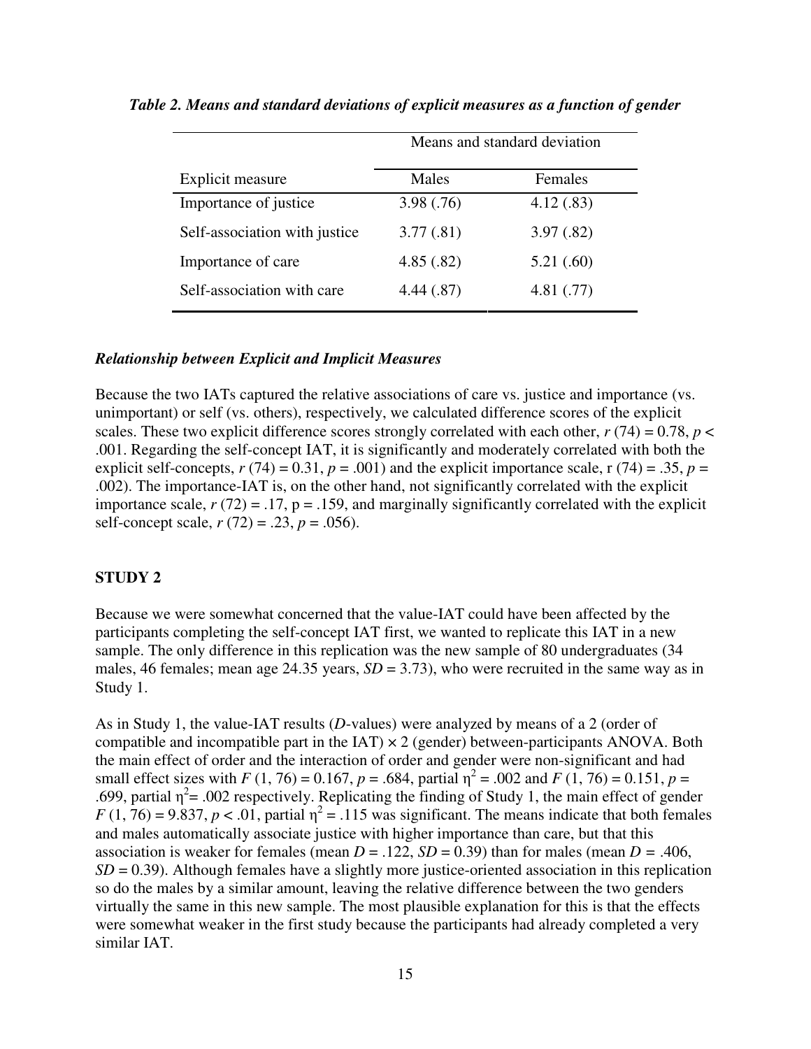*Table 2. Means and standard deviations of explicit measures as a function of gender*

| | Means and standard deviation | |
|---|---|---|
| Explicit measure | Males | Females |
| Importance of justice | 3.98 (.76) | 4.12 (.83) |
| Self-association with justice | 3.77 (.81) | 3.97 (.82) |
| Importance of care | 4.85 (.82) | 5.21 (.60) |
| Self-association with care | 4.44 (.87) | 4.81 (.77) |

### *Relationship between Explicit and Implicit Measures*

Because the two IATs captured the relative associations of care vs. justice and importance (vs. unimportant) or self (vs. others), respectively, we calculated difference scores of the explicit scales. These two explicit difference scores strongly correlated with each other, $r\ (74) = 0.78$, $p < .001$. Regarding the self-concept IAT, it is significantly and moderately correlated with both the explicit self-concepts, $r\ (74) = 0.31$, $p = .001$) and the explicit importance scale, r (74) = .35, $p = .002$). The importance-IAT is, on the other hand, not significantly correlated with the explicit importance scale, $r\ (72) = .17$, p = .159, and marginally significantly correlated with the explicit self-concept scale, $r\ (72) = .23$, $p = .056$).

## STUDY 2

Because we were somewhat concerned that the value-IAT could have been affected by the participants completing the self-concept IAT first, we wanted to replicate this IAT in a new sample. The only difference in this replication was the new sample of 80 undergraduates (34 males, 46 females; mean age 24.35 years, $SD = 3.73$), who were recruited in the same way as in Study 1.

As in Study 1, the value-IAT results (*D*-values) were analyzed by means of a 2 (order of compatible and incompatible part in the IAT) × 2 (gender) between-participants ANOVA. Both the main effect of order and the interaction of order and gender were non-significant and had small effect sizes with $F\ (1, 76) = 0.167$, $p = .684$, partial $\eta^2 = .002$ and $F\ (1, 76) = 0.151$, $p = .699$, partial $\eta^2 = .002$ respectively. Replicating the finding of Study 1, the main effect of gender $F\ (1, 76) = 9.837$, $p < .01$, partial $\eta^2 = .115$ was significant. The means indicate that both females and males automatically associate justice with higher importance than care, but that this association is weaker for females (mean $D = .122$, $SD = 0.39$) than for males (mean $D = .406$, $SD = 0.39$). Although females have a slightly more justice-oriented association in this replication so do the males by a similar amount, leaving the relative difference between the two genders virtually the same in this new sample. The most plausible explanation for this is that the effects were somewhat weaker in the first study because the participants had already completed a very similar IAT.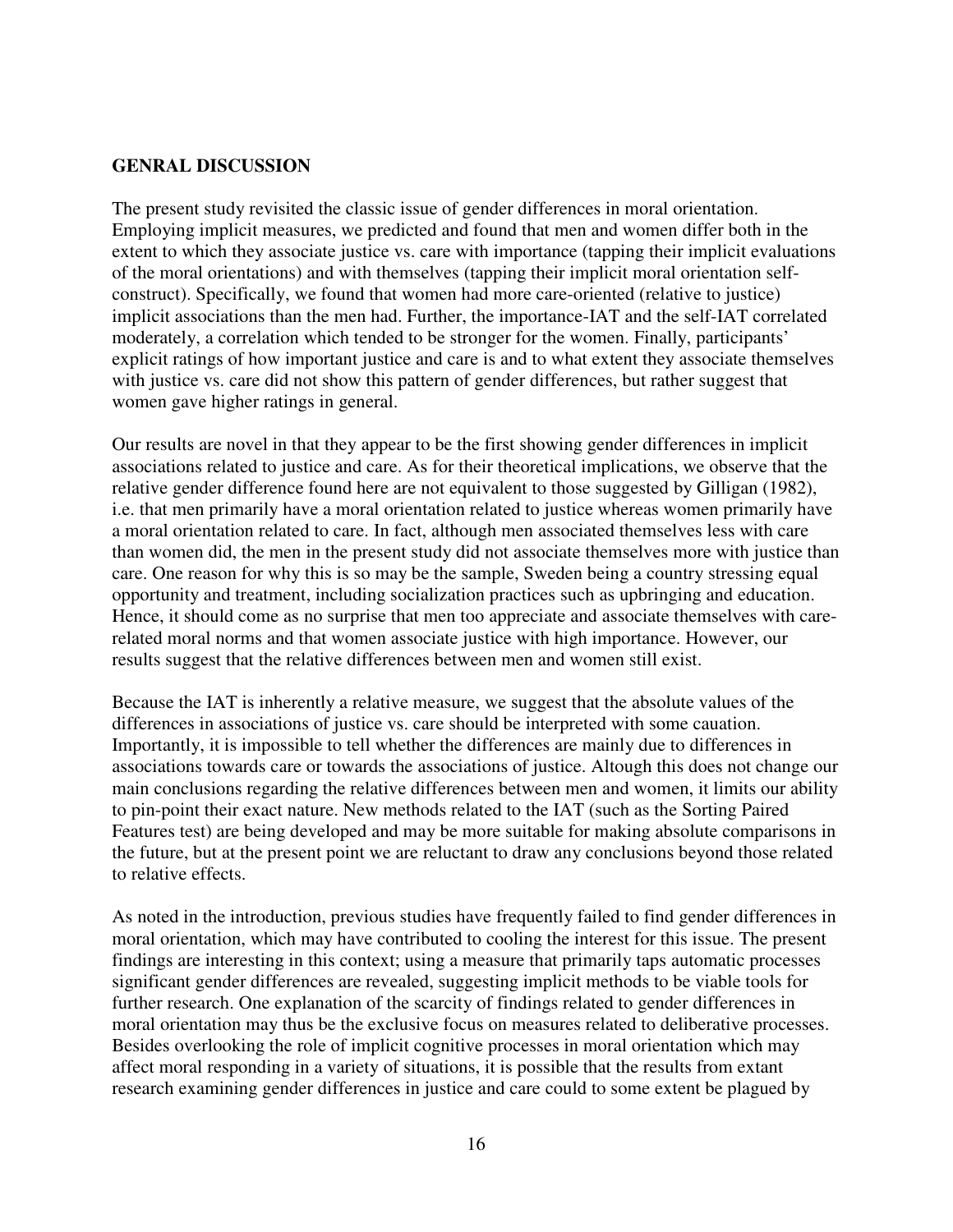## GENRAL DISCUSSION

The present study revisited the classic issue of gender differences in moral orientation. Employing implicit measures, we predicted and found that men and women differ both in the extent to which they associate justice vs. care with importance (tapping their implicit evaluations of the moral orientations) and with themselves (tapping their implicit moral orientation self-construct). Specifically, we found that women had more care-oriented (relative to justice) implicit associations than the men had. Further, the importance-IAT and the self-IAT correlated moderately, a correlation which tended to be stronger for the women. Finally, participants' explicit ratings of how important justice and care is and to what extent they associate themselves with justice vs. care did not show this pattern of gender differences, but rather suggest that women gave higher ratings in general.

Our results are novel in that they appear to be the first showing gender differences in implicit associations related to justice and care. As for their theoretical implications, we observe that the relative gender difference found here are not equivalent to those suggested by Gilligan (1982), i.e. that men primarily have a moral orientation related to justice whereas women primarily have a moral orientation related to care. In fact, although men associated themselves less with care than women did, the men in the present study did not associate themselves more with justice than care. One reason for why this is so may be the sample, Sweden being a country stressing equal opportunity and treatment, including socialization practices such as upbringing and education. Hence, it should come as no surprise that men too appreciate and associate themselves with care-related moral norms and that women associate justice with high importance. However, our results suggest that the relative differences between men and women still exist.

Because the IAT is inherently a relative measure, we suggest that the absolute values of the differences in associations of justice vs. care should be interpreted with some cauation. Importantly, it is impossible to tell whether the differences are mainly due to differences in associations towards care or towards the associations of justice. Altough this does not change our main conclusions regarding the relative differences between men and women, it limits our ability to pin-point their exact nature. New methods related to the IAT (such as the Sorting Paired Features test) are being developed and may be more suitable for making absolute comparisons in the future, but at the present point we are reluctant to draw any conclusions beyond those related to relative effects.

As noted in the introduction, previous studies have frequently failed to find gender differences in moral orientation, which may have contributed to cooling the interest for this issue. The present findings are interesting in this context; using a measure that primarily taps automatic processes significant gender differences are revealed, suggesting implicit methods to be viable tools for further research. One explanation of the scarcity of findings related to gender differences in moral orientation may thus be the exclusive focus on measures related to deliberative processes. Besides overlooking the role of implicit cognitive processes in moral orientation which may affect moral responding in a variety of situations, it is possible that the results from extant research examining gender differences in justice and care could to some extent be plagued by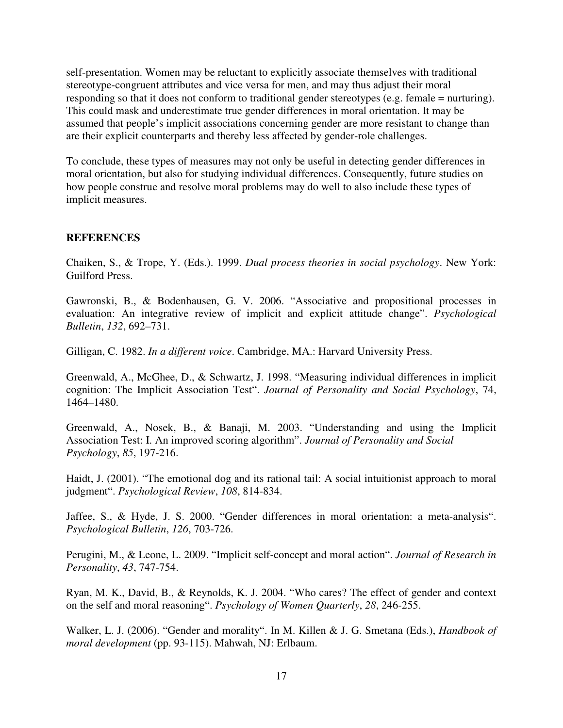self-presentation. Women may be reluctant to explicitly associate themselves with traditional stereotype-congruent attributes and vice versa for men, and may thus adjust their moral responding so that it does not conform to traditional gender stereotypes (e.g. female = nurturing). This could mask and underestimate true gender differences in moral orientation. It may be assumed that people's implicit associations concerning gender are more resistant to change than are their explicit counterparts and thereby less affected by gender-role challenges.

To conclude, these types of measures may not only be useful in detecting gender differences in moral orientation, but also for studying individual differences. Consequently, future studies on how people construe and resolve moral problems may do well to also include these types of implicit measures.

## REFERENCES

Chaiken, S., & Trope, Y. (Eds.). 1999. *Dual process theories in social psychology*. New York: Guilford Press.

Gawronski, B., & Bodenhausen, G. V. 2006. "Associative and propositional processes in evaluation: An integrative review of implicit and explicit attitude change". *Psychological Bulletin*, *132*, 692–731.

Gilligan, C. 1982. *In a different voice*. Cambridge, MA.: Harvard University Press.

Greenwald, A., McGhee, D., & Schwartz, J. 1998. "Measuring individual differences in implicit cognition: The Implicit Association Test". *Journal of Personality and Social Psychology*, 74, 1464–1480.

Greenwald, A., Nosek, B., & Banaji, M. 2003. "Understanding and using the Implicit Association Test: I. An improved scoring algorithm". *Journal of Personality and Social Psychology*, *85*, 197-216.

Haidt, J. (2001). "The emotional dog and its rational tail: A social intuitionist approach to moral judgment". *Psychological Review*, *108*, 814-834.

Jaffee, S., & Hyde, J. S. 2000. "Gender differences in moral orientation: a meta-analysis". *Psychological Bulletin*, *126*, 703-726.

Perugini, M., & Leone, L. 2009. "Implicit self-concept and moral action". *Journal of Research in Personality*, *43*, 747-754.

Ryan, M. K., David, B., & Reynolds, K. J. 2004. "Who cares? The effect of gender and context on the self and moral reasoning". *Psychology of Women Quarterly*, *28*, 246-255.

Walker, L. J. (2006). "Gender and morality". In M. Killen & J. G. Smetana (Eds.), *Handbook of moral development* (pp. 93-115). Mahwah, NJ: Erlbaum.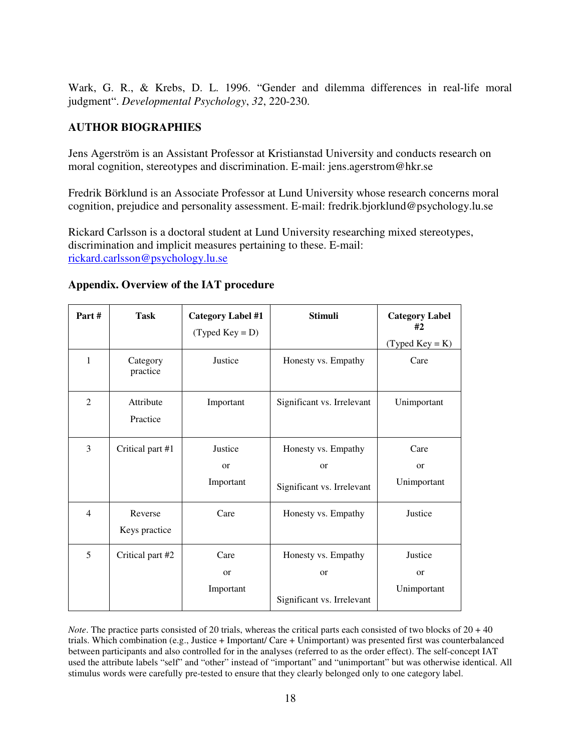Wark, G. R., & Krebs, D. L. 1996. "Gender and dilemma differences in real-life moral judgment". *Developmental Psychology*, *32*, 220-230.

## AUTHOR BIOGRAPHIES

Jens Agerström is an Assistant Professor at Kristianstad University and conducts research on moral cognition, stereotypes and discrimination. E-mail: jens.agerstrom@hkr.se

Fredrik Börklund is an Associate Professor at Lund University whose research concerns moral cognition, prejudice and personality assessment. E-mail: fredrik.bjorklund@psychology.lu.se

Rickard Carlsson is a doctoral student at Lund University researching mixed stereotypes, discrimination and implicit measures pertaining to these. E-mail: rickard.carlsson@psychology.lu.se

## Appendix. Overview of the IAT procedure

| Part # | Task | Category Label #1 (Typed Key = D) | Stimuli | Category Label #2 (Typed Key = K) |
|---|---|---|---|---|
| 1 | Category practice | Justice | Honesty vs. Empathy | Care |
| 2 | Attribute Practice | Important | Significant vs. Irrelevant | Unimportant |
| 3 | Critical part #1 | Justice or Important | Honesty vs. Empathy or Significant vs. Irrelevant | Care or Unimportant |
| 4 | Reverse Keys practice | Care | Honesty vs. Empathy | Justice |
| 5 | Critical part #2 | Care or Important | Honesty vs. Empathy or Significant vs. Irrelevant | Justice or Unimportant |

*Note*. The practice parts consisted of 20 trials, whereas the critical parts each consisted of two blocks of 20 + 40 trials. Which combination (e.g., Justice + Important/ Care + Unimportant) was presented first was counterbalanced between participants and also controlled for in the analyses (referred to as the order effect). The self-concept IAT used the attribute labels "self" and "other" instead of "important" and "unimportant" but was otherwise identical. All stimulus words were carefully pre-tested to ensure that they clearly belonged only to one category label.